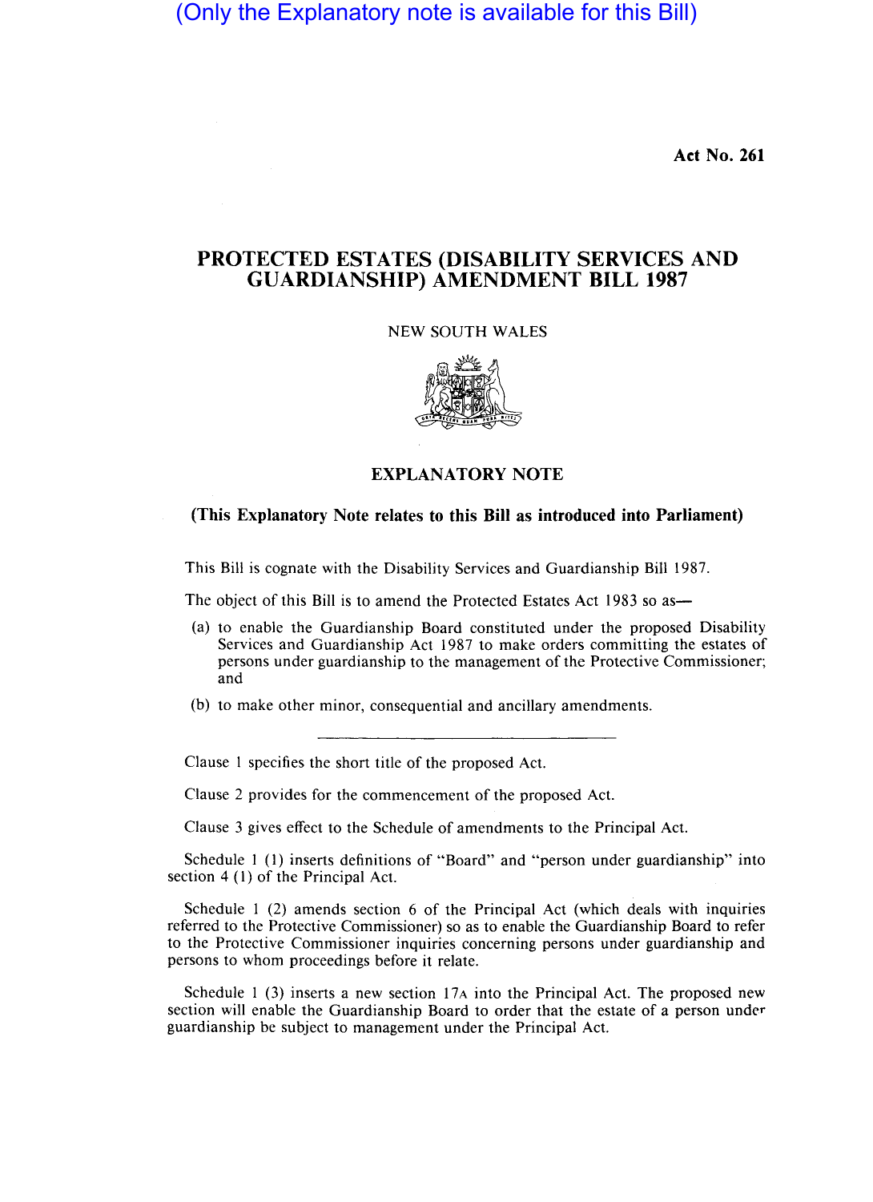(Only the Explanatory note is available for this Bill)

**Act No. 261**

# PROTECTED ESTATES (DISABILITY SERVICES AND GUARDIANSHIP) AMENDMENT BILL 1987

NEW SOUTH WALES

## EXPLANATORY NOTE

**(This Explanatory Note relates to this Bill as introduced into Parliament)**

This Bill is cognate with the Disability Services and Guardianship Bill 1987.

The object of this Bill is to amend the Protected Estates Act 1983 so as—

(a) to enable the Guardianship Board constituted under the proposed Disability Services and Guardianship Act 1987 to make orders committing the estates of persons under guardianship to the management of the Protective Commissioner; and

(b) to make other minor, consequential and ancillary amendments.

---

Clause 1 specifies the short title of the proposed Act.

Clause 2 provides for the commencement of the proposed Act.

Clause 3 gives effect to the Schedule of amendments to the Principal Act.

Schedule 1 (1) inserts definitions of "Board" and "person under guardianship" into section 4 (1) of the Principal Act.

Schedule 1 (2) amends section 6 of the Principal Act (which deals with inquiries referred to the Protective Commissioner) so as to enable the Guardianship Board to refer to the Protective Commissioner inquiries concerning persons under guardianship and persons to whom proceedings before it relate.

Schedule 1 (3) inserts a new section 17A into the Principal Act. The proposed new section will enable the Guardianship Board to order that the estate of a person under guardianship be subject to management under the Principal Act.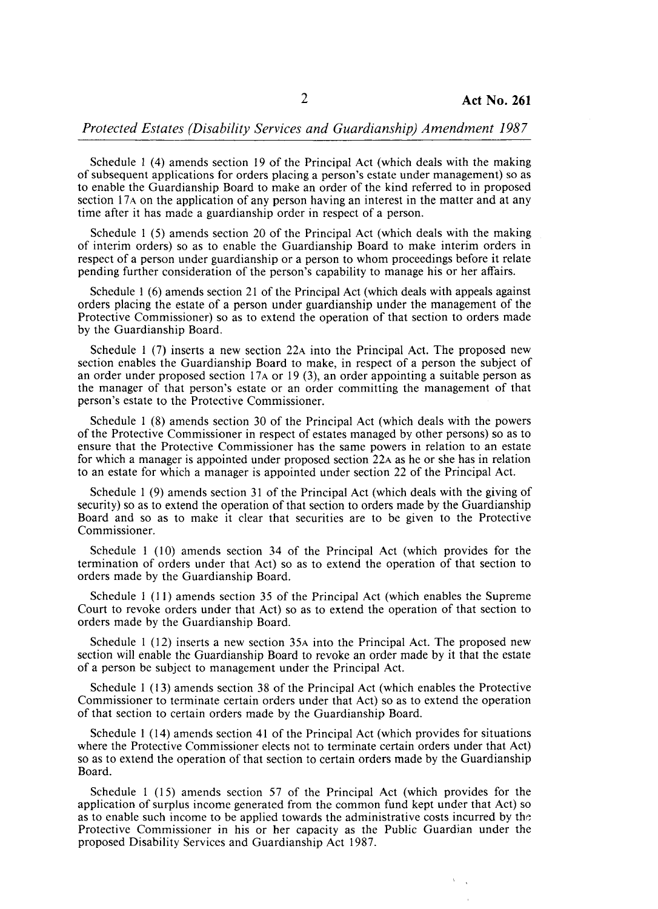Schedule 1 (4) amends section 19 of the Principal Act (which deals with the making of subsequent applications for orders placing a person's estate under management) so as to enable the Guardianship Board to make an order of the kind referred to in proposed section 17A on the application of any person having an interest in the matter and at any time after it has made a guardianship order in respect of a person.

Schedule 1 (5) amends section 20 of the Principal Act (which deals with the making of interim orders) so as to enable the Guardianship Board to make interim orders in respect of a person under guardianship or a person to whom proceedings before it relate pending further consideration of the person's capability to manage his or her affairs.

Schedule 1 (6) amends section 21 of the Principal Act (which deals with appeals against orders placing the estate of a person under guardianship under the management of the Protective Commissioner) so as to extend the operation of that section to orders made by the Guardianship Board.

Schedule 1 (7) inserts a new section 22A into the Principal Act. The proposed new section enables the Guardianship Board to make, in respect of a person the subject of an order under proposed section 17A or 19 (3), an order appointing a suitable person as the manager of that person's estate or an order committing the management of that person's estate to the Protective Commissioner.

Schedule 1 (8) amends section 30 of the Principal Act (which deals with the powers of the Protective Commissioner in respect of estates managed by other persons) so as to ensure that the Protective Commissioner has the same powers in relation to an estate for which a manager is appointed under proposed section 22A as he or she has in relation to an estate for which a manager is appointed under section 22 of the Principal Act.

Schedule 1 (9) amends section 31 of the Principal Act (which deals with the giving of security) so as to extend the operation of that section to orders made by the Guardianship Board and so as to make it clear that securities are to be given to the Protective Commissioner.

Schedule 1 (10) amends section 34 of the Principal Act (which provides for the termination of orders under that Act) so as to extend the operation of that section to orders made by the Guardianship Board.

Schedule 1 (11) amends section 35 of the Principal Act (which enables the Supreme Court to revoke orders under that Act) so as to extend the operation of that section to orders made by the Guardianship Board.

Schedule 1 (12) inserts a new section 35A into the Principal Act. The proposed new section will enable the Guardianship Board to revoke an order made by it that the estate of a person be subject to management under the Principal Act.

Schedule 1 (13) amends section 38 of the Principal Act (which enables the Protective Commissioner to terminate certain orders under that Act) so as to extend the operation of that section to certain orders made by the Guardianship Board.

Schedule 1 (14) amends section 41 of the Principal Act (which provides for situations where the Protective Commissioner elects not to terminate certain orders under that Act) so as to extend the operation of that section to certain orders made by the Guardianship Board.

Schedule 1 (15) amends section 57 of the Principal Act (which provides for the application of surplus income generated from the common fund kept under that Act) so as to enable such income to be applied towards the administrative costs incurred by the Protective Commissioner in his or her capacity as the Public Guardian under the proposed Disability Services and Guardianship Act 1987.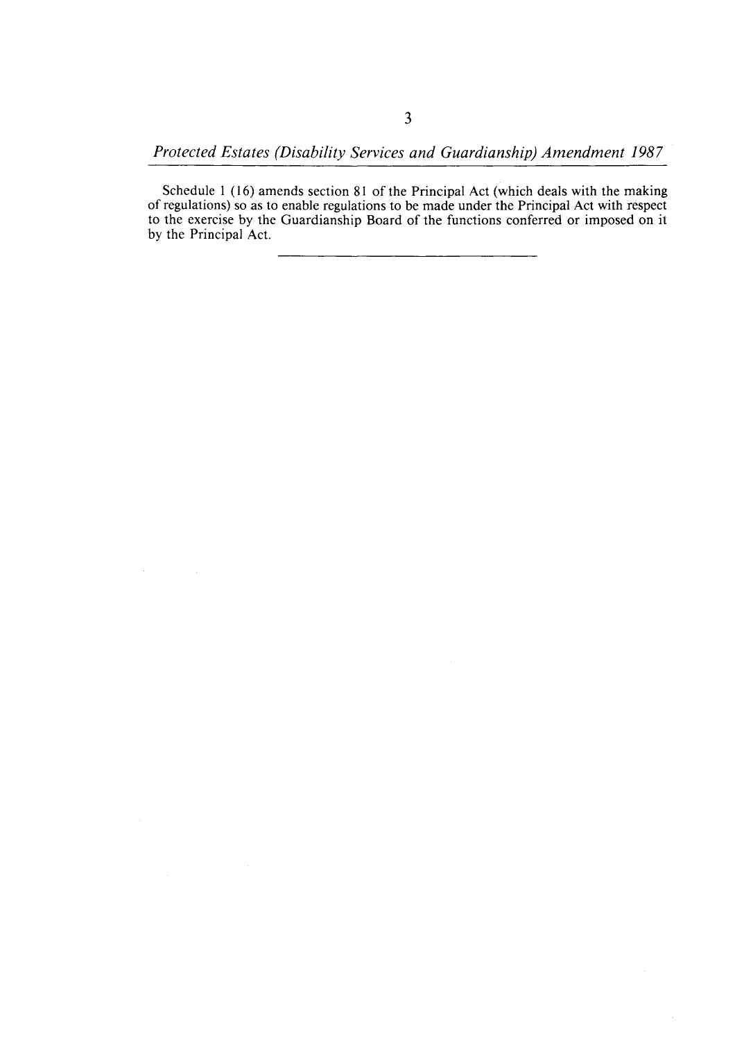Schedule 1 (16) amends section 81 of the Principal Act (which deals with the making of regulations) so as to enable regulations to be made under the Principal Act with respect to the exercise by the Guardianship Board of the functions conferred or imposed on it by the Principal Act.